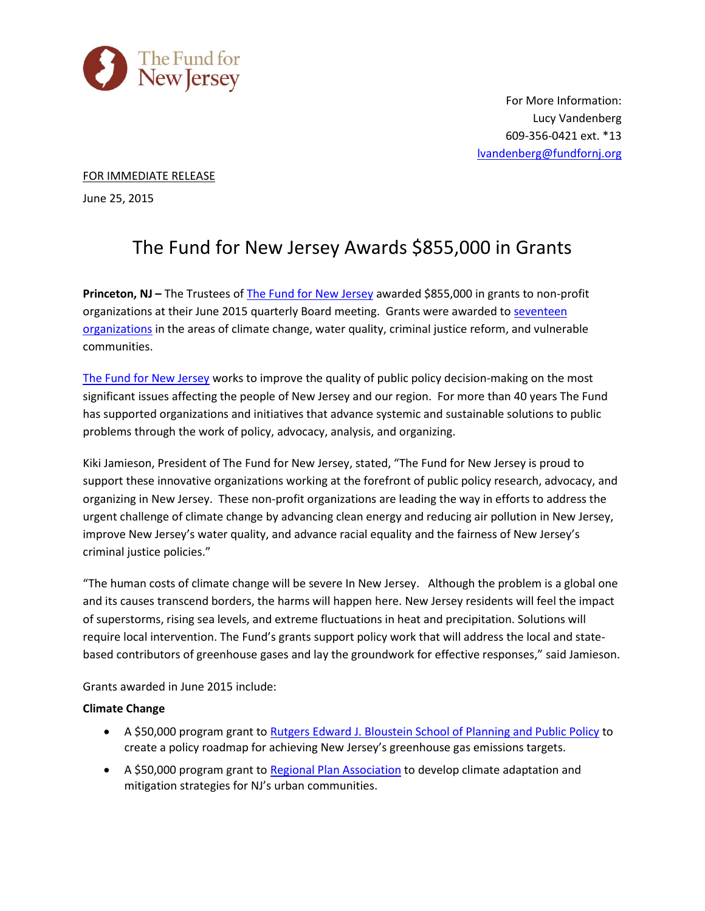The Fund for New Jersey

For More Information:
Lucy Vandenberg
609-356-0421 ext. *13
lvandenberg@fundfornj.org

FOR IMMEDIATE RELEASE

June 25, 2015

# The Fund for New Jersey Awards $855,000 in Grants

**Princeton, NJ –** The Trustees of The Fund for New Jersey awarded $855,000 in grants to non-profit organizations at their June 2015 quarterly Board meeting. Grants were awarded to seventeen organizations in the areas of climate change, water quality, criminal justice reform, and vulnerable communities.

The Fund for New Jersey works to improve the quality of public policy decision-making on the most significant issues affecting the people of New Jersey and our region. For more than 40 years The Fund has supported organizations and initiatives that advance systemic and sustainable solutions to public problems through the work of policy, advocacy, analysis, and organizing.

Kiki Jamieson, President of The Fund for New Jersey, stated, "The Fund for New Jersey is proud to support these innovative organizations working at the forefront of public policy research, advocacy, and organizing in New Jersey. These non-profit organizations are leading the way in efforts to address the urgent challenge of climate change by advancing clean energy and reducing air pollution in New Jersey, improve New Jersey's water quality, and advance racial equality and the fairness of New Jersey's criminal justice policies."

"The human costs of climate change will be severe In New Jersey. Although the problem is a global one and its causes transcend borders, the harms will happen here. New Jersey residents will feel the impact of superstorms, rising sea levels, and extreme fluctuations in heat and precipitation. Solutions will require local intervention. The Fund's grants support policy work that will address the local and state-based contributors of greenhouse gases and lay the groundwork for effective responses," said Jamieson.

Grants awarded in June 2015 include:

**Climate Change**

- A $50,000 program grant to Rutgers Edward J. Bloustein School of Planning and Public Policy to create a policy roadmap for achieving New Jersey's greenhouse gas emissions targets.
- A $50,000 program grant to Regional Plan Association to develop climate adaptation and mitigation strategies for NJ's urban communities.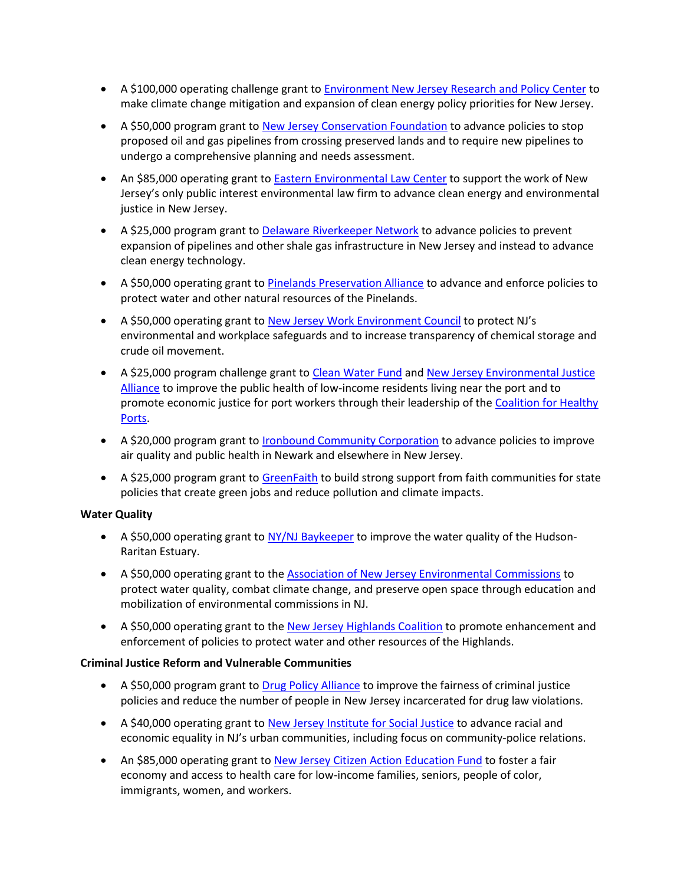- A $100,000 operating challenge grant to Environment New Jersey Research and Policy Center to make climate change mitigation and expansion of clean energy policy priorities for New Jersey.
- A $50,000 program grant to New Jersey Conservation Foundation to advance policies to stop proposed oil and gas pipelines from crossing preserved lands and to require new pipelines to undergo a comprehensive planning and needs assessment.
- An $85,000 operating grant to Eastern Environmental Law Center to support the work of New Jersey's only public interest environmental law firm to advance clean energy and environmental justice in New Jersey.
- A $25,000 program grant to Delaware Riverkeeper Network to advance policies to prevent expansion of pipelines and other shale gas infrastructure in New Jersey and instead to advance clean energy technology.
- A $50,000 operating grant to Pinelands Preservation Alliance to advance and enforce policies to protect water and other natural resources of the Pinelands.
- A $50,000 operating grant to New Jersey Work Environment Council to protect NJ's environmental and workplace safeguards and to increase transparency of chemical storage and crude oil movement.
- A $25,000 program challenge grant to Clean Water Fund and New Jersey Environmental Justice Alliance to improve the public health of low-income residents living near the port and to promote economic justice for port workers through their leadership of the Coalition for Healthy Ports.
- A $20,000 program grant to Ironbound Community Corporation to advance policies to improve air quality and public health in Newark and elsewhere in New Jersey.
- A $25,000 program grant to GreenFaith to build strong support from faith communities for state policies that create green jobs and reduce pollution and climate impacts.

**Water Quality**

- A $50,000 operating grant to NY/NJ Baykeeper to improve the water quality of the Hudson-Raritan Estuary.
- A $50,000 operating grant to the Association of New Jersey Environmental Commissions to protect water quality, combat climate change, and preserve open space through education and mobilization of environmental commissions in NJ.
- A $50,000 operating grant to the New Jersey Highlands Coalition to promote enhancement and enforcement of policies to protect water and other resources of the Highlands.

**Criminal Justice Reform and Vulnerable Communities**

- A $50,000 program grant to Drug Policy Alliance to improve the fairness of criminal justice policies and reduce the number of people in New Jersey incarcerated for drug law violations.
- A $40,000 operating grant to New Jersey Institute for Social Justice to advance racial and economic equality in NJ's urban communities, including focus on community-police relations.
- An $85,000 operating grant to New Jersey Citizen Action Education Fund to foster a fair economy and access to health care for low-income families, seniors, people of color, immigrants, women, and workers.